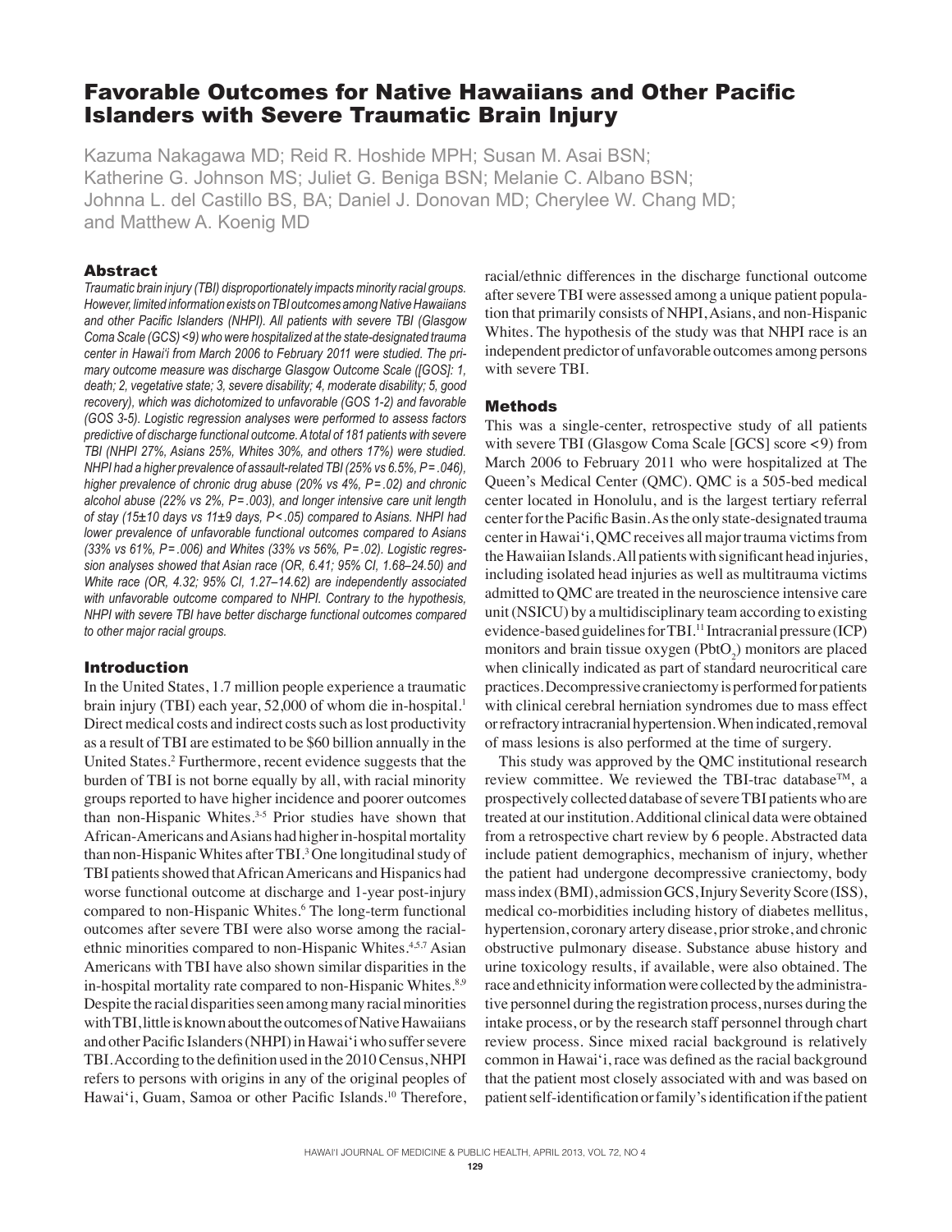# Favorable Outcomes for Native Hawaiians and Other Pacific Islanders with Severe Traumatic Brain Injury

Kazuma Nakagawa MD; Reid R. Hoshide MPH; Susan M. Asai BSN; Katherine G. Johnson MS; Juliet G. Beniga BSN; Melanie C. Albano BSN; Johnna L. del Castillo BS, BA; Daniel J. Donovan MD; Cherylee W. Chang MD; and Matthew A. Koenig MD

## Abstract

*Traumatic brain injury (TBI) disproportionately impacts minority racial groups. However, limited information exists on TBI outcomes among Native Hawaiians and other Pacific Islanders (NHPI). All patients with severe TBI (Glasgow Coma Scale (GCS) <9) who were hospitalized at the state-designated trauma center in Hawai'i from March 2006 to February 2011 were studied. The primary outcome measure was discharge Glasgow Outcome Scale ([GOS]: 1, death; 2, vegetative state; 3, severe disability; 4, moderate disability; 5, good recovery), which was dichotomized to unfavorable (GOS 1-2) and favorable (GOS 3-5). Logistic regression analyses were performed to assess factors predictive of discharge functional outcome. A total of 181 patients with severe TBI (NHPI 27%, Asians 25%, Whites 30%, and others 17%) were studied. NHPI had a higher prevalence of assault-related TBI (25% vs 6.5%, P=.046), higher prevalence of chronic drug abuse (20% vs 4%, P=.02) and chronic alcohol abuse (22% vs 2%, P=.003), and longer intensive care unit length of stay (15±10 days vs 11±9 days, P<.05) compared to Asians. NHPI had lower prevalence of unfavorable functional outcomes compared to Asians (33% vs 61%, P=.006) and Whites (33% vs 56%, P=.02). Logistic regression analyses showed that Asian race (OR, 6.41; 95% CI, 1.68–24.50) and White race (OR, 4.32; 95% CI, 1.27–14.62) are independently associated with unfavorable outcome compared to NHPI. Contrary to the hypothesis, NHPI with severe TBI have better discharge functional outcomes compared to other major racial groups.*

## Introduction

In the United States, 1.7 million people experience a traumatic brain injury (TBI) each year, 52,000 of whom die in-hospital.[1] Direct medical costs and indirect costs such as lost productivity as a result of TBI are estimated to be $60 billion annually in the United States.[2] Furthermore, recent evidence suggests that the burden of TBI is not borne equally by all, with racial minority groups reported to have higher incidence and poorer outcomes than non-Hispanic Whites.[3-5] Prior studies have shown that African-Americans and Asians had higher in-hospital mortality than non-Hispanic Whites after TBI.[3] One longitudinal study of TBI patients showed that African Americans and Hispanics had worse functional outcome at discharge and 1-year post-injury compared to non-Hispanic Whites.[6] The long-term functional outcomes after severe TBI were also worse among the racial-ethnic minorities compared to non-Hispanic Whites.[4,5,7] Asian Americans with TBI have also shown similar disparities in the in-hospital mortality rate compared to non-Hispanic Whites.[8,9] Despite the racial disparities seen among many racial minorities with TBI, little is known about the outcomes of Native Hawaiians and other Pacific Islanders (NHPI) in Hawai'i who suffer severe TBI. According to the definition used in the 2010 Census, NHPI refers to persons with origins in any of the original peoples of Hawai'i, Guam, Samoa or other Pacific Islands.[10] Therefore, racial/ethnic differences in the discharge functional outcome after severe TBI were assessed among a unique patient population that primarily consists of NHPI, Asians, and non-Hispanic Whites. The hypothesis of the study was that NHPI race is an independent predictor of unfavorable outcomes among persons with severe TBI.

## Methods

This was a single-center, retrospective study of all patients with severe TBI (Glasgow Coma Scale [GCS] score <9) from March 2006 to February 2011 who were hospitalized at The Queen's Medical Center (QMC). QMC is a 505-bed medical center located in Honolulu, and is the largest tertiary referral center for the Pacific Basin. As the only state-designated trauma center in Hawai'i, QMC receives all major trauma victims from the Hawaiian Islands. All patients with significant head injuries, including isolated head injuries as well as multitrauma victims admitted to QMC are treated in the neuroscience intensive care unit (NSICU) by a multidisciplinary team according to existing evidence-based guidelines for TBI.[11] Intracranial pressure (ICP) monitors and brain tissue oxygen ($PbtO_2$) monitors are placed when clinically indicated as part of standard neurocritical care practices. Decompressive craniectomy is performed for patients with clinical cerebral herniation syndromes due to mass effect or refractory intracranial hypertension. When indicated, removal of mass lesions is also performed at the time of surgery.

This study was approved by the QMC institutional research review committee. We reviewed the TBI-trac database™, a prospectively collected database of severe TBI patients who are treated at our institution. Additional clinical data were obtained from a retrospective chart review by 6 people. Abstracted data include patient demographics, mechanism of injury, whether the patient had undergone decompressive craniectomy, body mass index (BMI), admission GCS, Injury Severity Score (ISS), medical co-morbidities including history of diabetes mellitus, hypertension, coronary artery disease, prior stroke, and chronic obstructive pulmonary disease. Substance abuse history and urine toxicology results, if available, were also obtained. The race and ethnicity information were collected by the administrative personnel during the registration process, nurses during the intake process, or by the research staff personnel through chart review process. Since mixed racial background is relatively common in Hawai'i, race was defined as the racial background that the patient most closely associated with and was based on patient self-identification or family's identification if the patient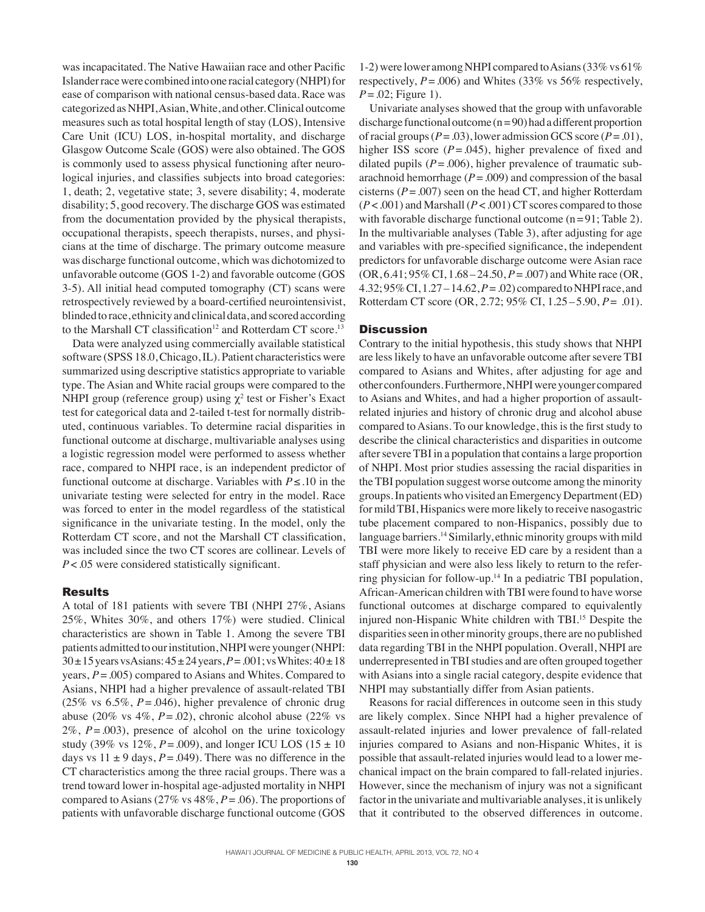was incapacitated. The Native Hawaiian race and other Pacific Islander race were combined into one racial category (NHPI) for ease of comparison with national census-based data. Race was categorized as NHPI, Asian, White, and other. Clinical outcome measures such as total hospital length of stay (LOS), Intensive Care Unit (ICU) LOS, in-hospital mortality, and discharge Glasgow Outcome Scale (GOS) were also obtained. The GOS is commonly used to assess physical functioning after neurological injuries, and classifies subjects into broad categories: 1, death; 2, vegetative state; 3, severe disability; 4, moderate disability; 5, good recovery. The discharge GOS was estimated from the documentation provided by the physical therapists, occupational therapists, speech therapists, nurses, and physicians at the time of discharge. The primary outcome measure was discharge functional outcome, which was dichotomized to unfavorable outcome (GOS 1-2) and favorable outcome (GOS 3-5). All initial head computed tomography (CT) scans were retrospectively reviewed by a board-certified neurointensivist, blinded to race, ethnicity and clinical data, and scored according to the Marshall CT classification[12] and Rotterdam CT score.[13]

Data were analyzed using commercially available statistical software (SPSS 18.0, Chicago, IL). Patient characteristics were summarized using descriptive statistics appropriate to variable type. The Asian and White racial groups were compared to the NHPI group (reference group) using $\chi^2$ test or Fisher's Exact test for categorical data and 2-tailed t-test for normally distributed, continuous variables. To determine racial disparities in functional outcome at discharge, multivariable analyses using a logistic regression model were performed to assess whether race, compared to NHPI race, is an independent predictor of functional outcome at discharge. Variables with $P \leq .10$ in the univariate testing were selected for entry in the model. Race was forced to enter in the model regardless of the statistical significance in the univariate testing. In the model, only the Rotterdam CT score, and not the Marshall CT classification, was included since the two CT scores are collinear. Levels of $P < .05$ were considered statistically significant.

## Results

A total of 181 patients with severe TBI (NHPI 27%, Asians 25%, Whites 30%, and others 17%) were studied. Clinical characteristics are shown in Table 1. Among the severe TBI patients admitted to our institution, NHPI were younger (NHPI: 30 ± 15 years vs Asians: 45 ± 24 years, $P = .001$; vs Whites: 40 ± 18 years, $P = .005$) compared to Asians and Whites. Compared to Asians, NHPI had a higher prevalence of assault-related TBI (25% vs 6.5%, $P = .046$), higher prevalence of chronic drug abuse (20% vs 4%, $P = .02$), chronic alcohol abuse (22% vs 2%, $P = .003$), presence of alcohol on the urine toxicology study (39% vs 12%, $P = .009$), and longer ICU LOS (15 ± 10 days vs 11 ± 9 days, $P = .049$). There was no difference in the CT characteristics among the three racial groups. There was a trend toward lower in-hospital age-adjusted mortality in NHPI compared to Asians (27% vs 48%, $P = .06$). The proportions of patients with unfavorable discharge functional outcome (GOS 1-2) were lower among NHPI compared to Asians (33% vs 61% respectively, $P = .006$) and Whites (33% vs 56% respectively, $P = .02$; Figure 1).

Univariate analyses showed that the group with unfavorable discharge functional outcome (n = 90) had a different proportion of racial groups ($P = .03$), lower admission GCS score ($P = .01$), higher ISS score ($P = .045$), higher prevalence of fixed and dilated pupils ($P = .006$), higher prevalence of traumatic subarachnoid hemorrhage ($P = .009$) and compression of the basal cisterns ($P = .007$) seen on the head CT, and higher Rotterdam ($P < .001$) and Marshall ($P < .001$) CT scores compared to those with favorable discharge functional outcome (n = 91; Table 2). In the multivariable analyses (Table 3), after adjusting for age and variables with pre-specified significance, the independent predictors for unfavorable discharge outcome were Asian race (OR, 6.41; 95% CI, 1.68 – 24.50, $P = .007$) and White race (OR, 4.32; 95% CI, 1.27 – 14.62, $P = .02$) compared to NHPI race, and Rotterdam CT score (OR, 2.72; 95% CI, 1.25 – 5.90, $P = .01$).

## Discussion

Contrary to the initial hypothesis, this study shows that NHPI are less likely to have an unfavorable outcome after severe TBI compared to Asians and Whites, after adjusting for age and other confounders. Furthermore, NHPI were younger compared to Asians and Whites, and had a higher proportion of assault-related injuries and history of chronic drug and alcohol abuse compared to Asians. To our knowledge, this is the first study to describe the clinical characteristics and disparities in outcome after severe TBI in a population that contains a large proportion of NHPI. Most prior studies assessing the racial disparities in the TBI population suggest worse outcome among the minority groups. In patients who visited an Emergency Department (ED) for mild TBI, Hispanics were more likely to receive nasogastric tube placement compared to non-Hispanics, possibly due to language barriers.[14] Similarly, ethnic minority groups with mild TBI were more likely to receive ED care by a resident than a staff physician and were also less likely to return to the referring physician for follow-up.[14] In a pediatric TBI population, African-American children with TBI were found to have worse functional outcomes at discharge compared to equivalently injured non-Hispanic White children with TBI.[15] Despite the disparities seen in other minority groups, there are no published data regarding TBI in the NHPI population. Overall, NHPI are underrepresented in TBI studies and are often grouped together with Asians into a single racial category, despite evidence that NHPI may substantially differ from Asian patients.

Reasons for racial differences in outcome seen in this study are likely complex. Since NHPI had a higher prevalence of assault-related injuries and lower prevalence of fall-related injuries compared to Asians and non-Hispanic Whites, it is possible that assault-related injuries would lead to a lower mechanical impact on the brain compared to fall-related injuries. However, since the mechanism of injury was not a significant factor in the univariate and multivariable analyses, it is unlikely that it contributed to the observed differences in outcome.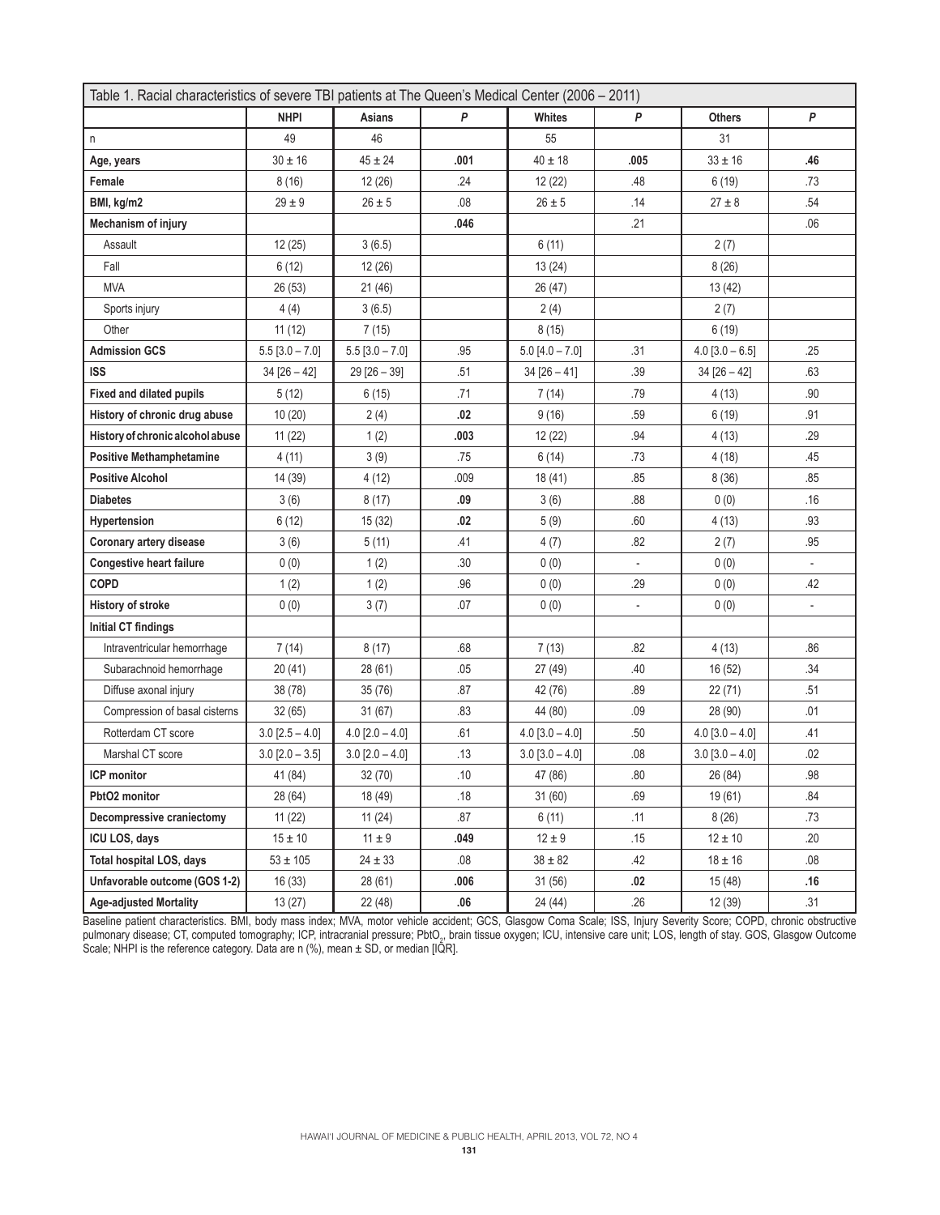Table 1. Racial characteristics of severe TBI patients at The Queen's Medical Center (2006 – 2011)

| | NHPI | Asians | P | Whites | P | Others | P |
|---|---|---|---|---|---|---|---|
| n | 49 | 46 | | 55 | | 31 | |
| **Age, years** | 30 ± 16 | 45 ± 24 | **.001** | 40 ± 18 | **.005** | 33 ± 16 | **.46** |
| **Female** | 8 (16) | 12 (26) | .24 | 12 (22) | .48 | 6 (19) | .73 |
| **BMI, kg/m2** | 29 ± 9 | 26 ± 5 | .08 | 26 ± 5 | .14 | 27 ± 8 | .54 |
| **Mechanism of injury** | | | **.046** | | .21 | | .06 |
| Assault | 12 (25) | 3 (6.5) | | 6 (11) | | 2 (7) | |
| Fall | 6 (12) | 12 (26) | | 13 (24) | | 8 (26) | |
| MVA | 26 (53) | 21 (46) | | 26 (47) | | 13 (42) | |
| Sports injury | 4 (4) | 3 (6.5) | | 2 (4) | | 2 (7) | |
| Other | 11 (12) | 7 (15) | | 8 (15) | | 6 (19) | |
| **Admission GCS** | 5.5 [3.0 – 7.0] | 5.5 [3.0 – 7.0] | .95 | 5.0 [4.0 – 7.0] | .31 | 4.0 [3.0 – 6.5] | .25 |
| **ISS** | 34 [26 – 42] | 29 [26 – 39] | .51 | 34 [26 – 41] | .39 | 34 [26 – 42] | .63 |
| **Fixed and dilated pupils** | 5 (12) | 6 (15) | .71 | 7 (14) | .79 | 4 (13) | .90 |
| **History of chronic drug abuse** | 10 (20) | 2 (4) | **.02** | 9 (16) | .59 | 6 (19) | .91 |
| **History of chronic alcohol abuse** | 11 (22) | 1 (2) | **.003** | 12 (22) | .94 | 4 (13) | .29 |
| **Positive Methamphetamine** | 4 (11) | 3 (9) | .75 | 6 (14) | .73 | 4 (18) | .45 |
| **Positive Alcohol** | 14 (39) | 4 (12) | .009 | 18 (41) | .85 | 8 (36) | .85 |
| **Diabetes** | 3 (6) | 8 (17) | **.09** | 3 (6) | .88 | 0 (0) | .16 |
| **Hypertension** | 6 (12) | 15 (32) | **.02** | 5 (9) | .60 | 4 (13) | .93 |
| **Coronary artery disease** | 3 (6) | 5 (11) | .41 | 4 (7) | .82 | 2 (7) | .95 |
| **Congestive heart failure** | 0 (0) | 1 (2) | .30 | 0 (0) | - | 0 (0) | - |
| **COPD** | 1 (2) | 1 (2) | .96 | 0 (0) | .29 | 0 (0) | .42 |
| **History of stroke** | 0 (0) | 3 (7) | .07 | 0 (0) | - | 0 (0) | - |
| **Initial CT findings** | | | | | | | |
| Intraventricular hemorrhage | 7 (14) | 8 (17) | .68 | 7 (13) | .82 | 4 (13) | .86 |
| Subarachnoid hemorrhage | 20 (41) | 28 (61) | .05 | 27 (49) | .40 | 16 (52) | .34 |
| Diffuse axonal injury | 38 (78) | 35 (76) | .87 | 42 (76) | .89 | 22 (71) | .51 |
| Compression of basal cisterns | 32 (65) | 31 (67) | .83 | 44 (80) | .09 | 28 (90) | .01 |
| Rotterdam CT score | 3.0 [2.5 – 4.0] | 4.0 [2.0 – 4.0] | .61 | 4.0 [3.0 – 4.0] | .50 | 4.0 [3.0 – 4.0] | .41 |
| Marshal CT score | 3.0 [2.0 – 3.5] | 3.0 [2.0 – 4.0] | .13 | 3.0 [3.0 – 4.0] | .08 | 3.0 [3.0 – 4.0] | .02 |
| **ICP monitor** | 41 (84) | 32 (70) | .10 | 47 (86) | .80 | 26 (84) | .98 |
| **PbtO2 monitor** | 28 (64) | 18 (49) | .18 | 31 (60) | .69 | 19 (61) | .84 |
| **Decompressive craniectomy** | 11 (22) | 11 (24) | .87 | 6 (11) | .11 | 8 (26) | .73 |
| **ICU LOS, days** | 15 ± 10 | 11 ± 9 | **.049** | 12 ± 9 | .15 | 12 ± 10 | .20 |
| **Total hospital LOS, days** | 53 ± 105 | 24 ± 33 | .08 | 38 ± 82 | .42 | 18 ± 16 | .08 |
| **Unfavorable outcome (GOS 1-2)** | 16 (33) | 28 (61) | **.006** | 31 (56) | **.02** | 15 (48) | **.16** |
| **Age-adjusted Mortality** | 13 (27) | 22 (48) | **.06** | 24 (44) | .26 | 12 (39) | .31 |

Baseline patient characteristics. BMI, body mass index; MVA, motor vehicle accident; GCS, Glasgow Coma Scale; ISS, Injury Severity Score; COPD, chronic obstructive pulmonary disease; CT, computed tomography; ICP, intracranial pressure; $PbtO_2$, brain tissue oxygen; ICU, intensive care unit; LOS, length of stay. GOS, Glasgow Outcome Scale; NHPI is the reference category. Data are n (%), mean ± SD, or median [IQR].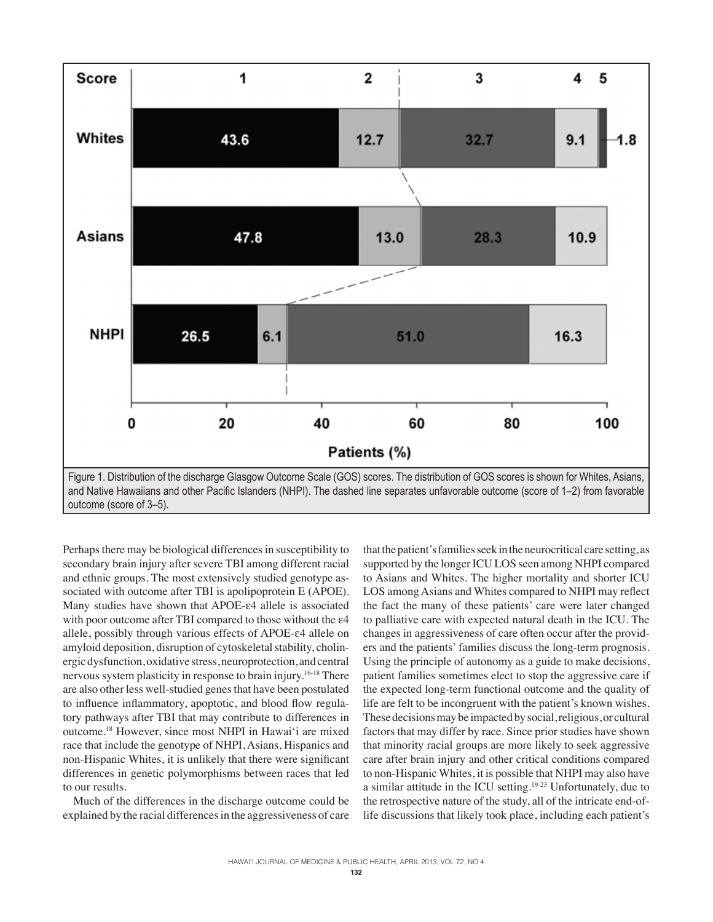Figure 1. Distribution of the discharge Glasgow Outcome Scale (GOS) scores. The distribution of GOS scores is shown for Whites, Asians, and Native Hawaiians and other Pacific Islanders (NHPI). The dashed line separates unfavorable outcome (score of 1–2) from favorable outcome (score of 3–5).

Perhaps there may be biological differences in susceptibility to secondary brain injury after severe TBI among different racial and ethnic groups. The most extensively studied genotype associated with outcome after TBI is apolipoprotein E (APOE). Many studies have shown that APOE-ε4 allele is associated with poor outcome after TBI compared to those without the ε4 allele, possibly through various effects of APOE-ε4 allele on amyloid deposition, disruption of cytoskeletal stability, cholinergic dysfunction, oxidative stress, neuroprotection, and central nervous system plasticity in response to brain injury.[16-18] There are also other less well-studied genes that have been postulated to influence inflammatory, apoptotic, and blood flow regulatory pathways after TBI that may contribute to differences in outcome.[18] However, since most NHPI in Hawai'i are mixed race that include the genotype of NHPI, Asians, Hispanics and non-Hispanic Whites, it is unlikely that there were significant differences in genetic polymorphisms between races that led to our results.

Much of the differences in the discharge outcome could be explained by the racial differences in the aggressiveness of care that the patient's families seek in the neurocritical care setting, as supported by the longer ICU LOS seen among NHPI compared to Asians and Whites. The higher mortality and shorter ICU LOS among Asians and Whites compared to NHPI may reflect the fact the many of these patients' care were later changed to palliative care with expected natural death in the ICU. The changes in aggressiveness of care often occur after the providers and the patients' families discuss the long-term prognosis. Using the principle of autonomy as a guide to make decisions, patient families sometimes elect to stop the aggressive care if the expected long-term functional outcome and the quality of life are felt to be incongruent with the patient's known wishes. These decisions may be impacted by social, religious, or cultural factors that may differ by race. Since prior studies have shown that minority racial groups are more likely to seek aggressive care after brain injury and other critical conditions compared to non-Hispanic Whites, it is possible that NHPI may also have a similar attitude in the ICU setting.[19-23] Unfortunately, due to the retrospective nature of the study, all of the intricate end-of-life discussions that likely took place, including each patient's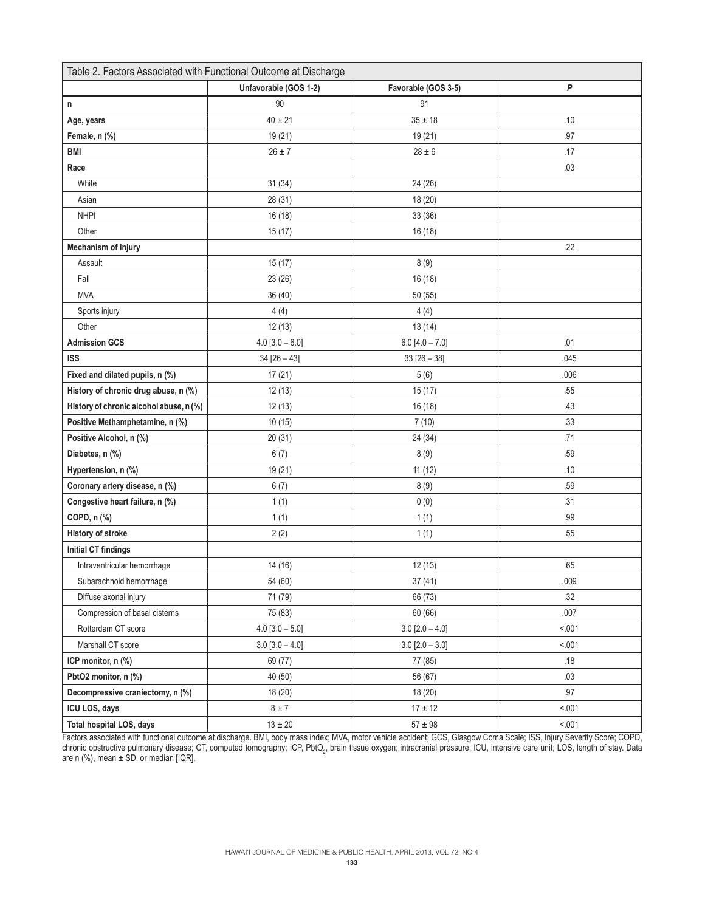| Table 2. Factors Associated with Functional Outcome at Discharge | | | |
|---|---|---|---|
| | Unfavorable (GOS 1-2) | Favorable (GOS 3-5) | *P* |
| **n** | 90 | 91 | |
| **Age, years** | 40 ± 21 | 35 ± 18 | .10 |
| **Female, n (%)** | 19 (21) | 19 (21) | .97 |
| **BMI** | 26 ± 7 | 28 ± 6 | .17 |
| **Race** | | | .03 |
| White | 31 (34) | 24 (26) | |
| Asian | 28 (31) | 18 (20) | |
| NHPI | 16 (18) | 33 (36) | |
| Other | 15 (17) | 16 (18) | |
| **Mechanism of injury** | | | .22 |
| Assault | 15 (17) | 8 (9) | |
| Fall | 23 (26) | 16 (18) | |
| MVA | 36 (40) | 50 (55) | |
| Sports injury | 4 (4) | 4 (4) | |
| Other | 12 (13) | 13 (14) | |
| **Admission GCS** | 4.0 [3.0 – 6.0] | 6.0 [4.0 – 7.0] | .01 |
| **ISS** | 34 [26 – 43] | 33 [26 – 38] | .045 |
| **Fixed and dilated pupils, n (%)** | 17 (21) | 5 (6) | .006 |
| **History of chronic drug abuse, n (%)** | 12 (13) | 15 (17) | .55 |
| **History of chronic alcohol abuse, n (%)** | 12 (13) | 16 (18) | .43 |
| **Positive Methamphetamine, n (%)** | 10 (15) | 7 (10) | .33 |
| **Positive Alcohol, n (%)** | 20 (31) | 24 (34) | .71 |
| **Diabetes, n (%)** | 6 (7) | 8 (9) | .59 |
| **Hypertension, n (%)** | 19 (21) | 11 (12) | .10 |
| **Coronary artery disease, n (%)** | 6 (7) | 8 (9) | .59 |
| **Congestive heart failure, n (%)** | 1 (1) | 0 (0) | .31 |
| **COPD, n (%)** | 1 (1) | 1 (1) | .99 |
| **History of stroke** | 2 (2) | 1 (1) | .55 |
| **Initial CT findings** | | | |
| Intraventricular hemorrhage | 14 (16) | 12 (13) | .65 |
| Subarachnoid hemorrhage | 54 (60) | 37 (41) | .009 |
| Diffuse axonal injury | 71 (79) | 66 (73) | .32 |
| Compression of basal cisterns | 75 (83) | 60 (66) | .007 |
| Rotterdam CT score | 4.0 [3.0 – 5.0] | 3.0 [2.0 – 4.0] | <.001 |
| Marshall CT score | 3.0 [3.0 – 4.0] | 3.0 [2.0 – 3.0] | <.001 |
| **ICP monitor, n (%)** | 69 (77) | 77 (85) | .18 |
| **PbtO2 monitor, n (%)** | 40 (50) | 56 (67) | .03 |
| **Decompressive craniectomy, n (%)** | 18 (20) | 18 (20) | .97 |
| **ICU LOS, days** | 8 ± 7 | 17 ± 12 | <.001 |
| **Total hospital LOS, days** | 13 ± 20 | 57 ± 98 | <.001 |

Factors associated with functional outcome at discharge. BMI, body mass index; MVA, motor vehicle accident; GCS, Glasgow Coma Scale; ISS, Injury Severity Score; COPD, chronic obstructive pulmonary disease; CT, computed tomography; ICP, $PbtO_2$, brain tissue oxygen; intracranial pressure; ICU, intensive care unit; LOS, length of stay. Data are n (%), mean ± SD, or median [IQR].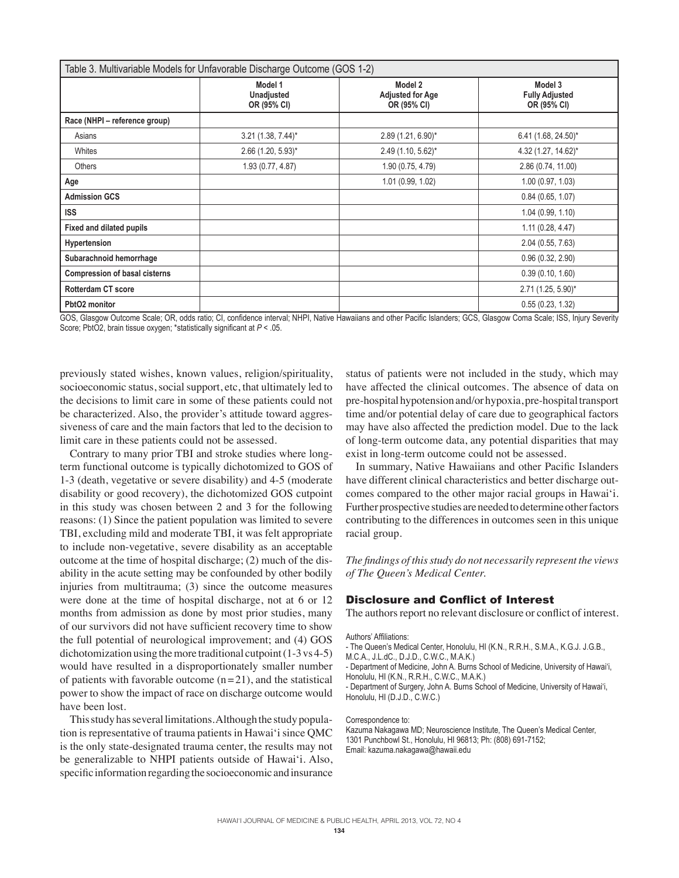Table 3. Multivariable Models for Unfavorable Discharge Outcome (GOS 1-2)

| | Model 1 Unadjusted OR (95% CI) | Model 2 Adjusted for Age OR (95% CI) | Model 3 Fully Adjusted OR (95% CI) |
|---|---|---|---|
| **Race (NHPI – reference group)** | | | |
| Asians | 3.21 (1.38, 7.44)* | 2.89 (1.21, 6.90)* | 6.41 (1.68, 24.50)* |
| Whites | 2.66 (1.20, 5.93)* | 2.49 (1.10, 5.62)* | 4.32 (1.27, 14.62)* |
| Others | 1.93 (0.77, 4.87) | 1.90 (0.75, 4.79) | 2.86 (0.74, 11.00) |
| **Age** | | 1.01 (0.99, 1.02) | 1.00 (0.97, 1.03) |
| **Admission GCS** | | | 0.84 (0.65, 1.07) |
| **ISS** | | | 1.04 (0.99, 1.10) |
| **Fixed and dilated pupils** | | | 1.11 (0.28, 4.47) |
| **Hypertension** | | | 2.04 (0.55, 7.63) |
| **Subarachnoid hemorrhage** | | | 0.96 (0.32, 2.90) |
| **Compression of basal cisterns** | | | 0.39 (0.10, 1.60) |
| **Rotterdam CT score** | | | 2.71 (1.25, 5.90)* |
| **PbtO2 monitor** | | | 0.55 (0.23, 1.32) |

GOS, Glasgow Outcome Scale; OR, odds ratio; CI, confidence interval; NHPI, Native Hawaiians and other Pacific Islanders; GCS, Glasgow Coma Scale; ISS, Injury Severity Score; PbtO2, brain tissue oxygen; *statistically significant at $P < .05$.

previously stated wishes, known values, religion/spirituality, socioeconomic status, social support, etc, that ultimately led to the decisions to limit care in some of these patients could not be characterized. Also, the provider's attitude toward aggressiveness of care and the main factors that led to the decision to limit care in these patients could not be assessed.

Contrary to many prior TBI and stroke studies where long-term functional outcome is typically dichotomized to GOS of 1-3 (death, vegetative or severe disability) and 4-5 (moderate disability or good recovery), the dichotomized GOS cutpoint in this study was chosen between 2 and 3 for the following reasons: (1) Since the patient population was limited to severe TBI, excluding mild and moderate TBI, it was felt appropriate to include non-vegetative, severe disability as an acceptable outcome at the time of hospital discharge; (2) much of the disability in the acute setting may be confounded by other bodily injuries from multitrauma; (3) since the outcome measures were done at the time of hospital discharge, not at 6 or 12 months from admission as done by most prior studies, many of our survivors did not have sufficient recovery time to show the full potential of neurological improvement; and (4) GOS dichotomization using the more traditional cutpoint (1-3 vs 4-5) would have resulted in a disproportionately smaller number of patients with favorable outcome ($n=21$), and the statistical power to show the impact of race on discharge outcome would have been lost.

This study has several limitations. Although the study population is representative of trauma patients in Hawai'i since QMC is the only state-designated trauma center, the results may not be generalizable to NHPI patients outside of Hawai'i. Also, specific information regarding the socioeconomic and insurance status of patients were not included in the study, which may have affected the clinical outcomes. The absence of data on pre-hospital hypotension and/or hypoxia, pre-hospital transport time and/or potential delay of care due to geographical factors may have also affected the prediction model. Due to the lack of long-term outcome data, any potential disparities that may exist in long-term outcome could not be assessed.

In summary, Native Hawaiians and other Pacific Islanders have different clinical characteristics and better discharge outcomes compared to the other major racial groups in Hawai'i. Further prospective studies are needed to determine other factors contributing to the differences in outcomes seen in this unique racial group.

*The findings of this study do not necessarily represent the views of The Queen's Medical Center.*

## Disclosure and Conflict of Interest

The authors report no relevant disclosure or conflict of interest.

Authors' Affiliations:
- The Queen's Medical Center, Honolulu, HI (K.N., R.R.H., S.M.A., K.G.J. J.G.B., M.C.A., J.L.dC., D.J.D., C.W.C., M.A.K.)
- Department of Medicine, John A. Burns School of Medicine, University of Hawai'i, Honolulu, HI (K.N., R.R.H., C.W.C., M.A.K.)
- Department of Surgery, John A. Burns School of Medicine, University of Hawai'i, Honolulu, HI (D.J.D., C.W.C.)

Correspondence to:
Kazuma Nakagawa MD; Neuroscience Institute, The Queen's Medical Center, 1301 Punchbowl St., Honolulu, HI 96813; Ph: (808) 691-7152; Email: kazuma.nakagawa@hawaii.edu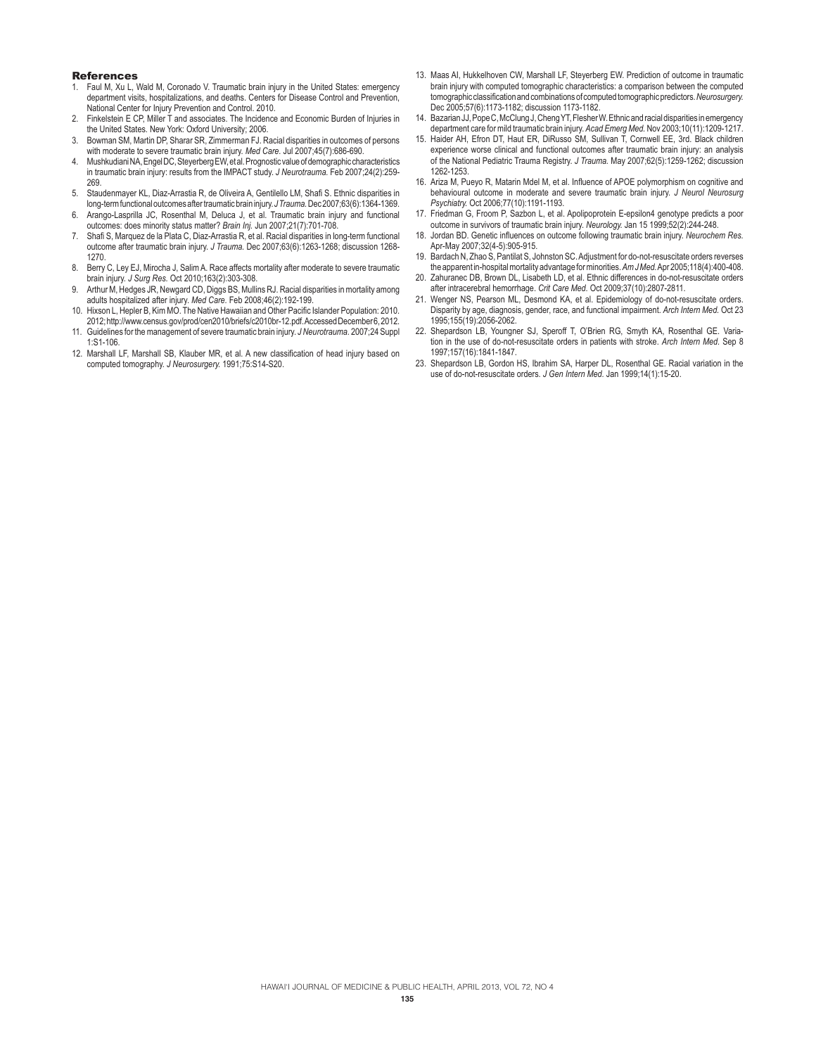## References

1. Faul M, Xu L, Wald M, Coronado V. Traumatic brain injury in the United States: emergency department visits, hospitalizations, and deaths. Centers for Disease Control and Prevention, National Center for Injury Prevention and Control. 2010.
2. Finkelstein E CP, Miller T and associates. The Incidence and Economic Burden of Injuries in the United States. New York: Oxford University; 2006.
3. Bowman SM, Martin DP, Sharar SR, Zimmerman FJ. Racial disparities in outcomes of persons with moderate to severe traumatic brain injury. *Med Care.* Jul 2007;45(7):686-690.
4. Mushkudiani NA, Engel DC, Steyerberg EW, et al. Prognostic value of demographic characteristics in traumatic brain injury: results from the IMPACT study. *J Neurotrauma.* Feb 2007;24(2):259-269.
5. Staudenmayer KL, Diaz-Arrastia R, de Oliveira A, Gentilello LM, Shafi S. Ethnic disparities in long-term functional outcomes after traumatic brain injury. *J Trauma.* Dec 2007;63(6):1364-1369.
6. Arango-Lasprilla JC, Rosenthal M, Deluca J, et al. Traumatic brain injury and functional outcomes: does minority status matter? *Brain Inj.* Jun 2007;21(7):701-708.
7. Shafi S, Marquez de la Plata C, Diaz-Arrastia R, et al. Racial disparities in long-term functional outcome after traumatic brain injury. *J Trauma.* Dec 2007;63(6):1263-1268; discussion 1268-1270.
8. Berry C, Ley EJ, Mirocha J, Salim A. Race affects mortality after moderate to severe traumatic brain injury. *J Surg Res.* Oct 2010;163(2):303-308.
9. Arthur M, Hedges JR, Newgard CD, Diggs BS, Mullins RJ. Racial disparities in mortality among adults hospitalized after injury. *Med Care.* Feb 2008;46(2):192-199.
10. Hixson L, Hepler B, Kim MO. The Native Hawaiian and Other Pacific Islander Population: 2010. 2012; http://www.census.gov/prod/cen2010/briefs/c2010br-12.pdf. Accessed December 6, 2012.
11. Guidelines for the management of severe traumatic brain injury. *J Neurotrauma.* 2007;24 Suppl 1:S1-106.
12. Marshall LF, Marshall SB, Klauber MR, et al. A new classification of head injury based on computed tomography. *J Neurosurgery.* 1991;75:S14-S20.
13. Maas AI, Hukkelhoven CW, Marshall LF, Steyerberg EW. Prediction of outcome in traumatic brain injury with computed tomographic characteristics: a comparison between the computed tomographic classification and combinations of computed tomographic predictors. *Neurosurgery.* Dec 2005;57(6):1173-1182; discussion 1173-1182.
14. Bazarian JJ, Pope C, McClung J, Cheng YT, Flesher W. Ethnic and racial disparities in emergency department care for mild traumatic brain injury. *Acad Emerg Med.* Nov 2003;10(11):1209-1217.
15. Haider AH, Efron DT, Haut ER, DiRusso SM, Sullivan T, Cornwell EE, 3rd. Black children experience worse clinical and functional outcomes after traumatic brain injury: an analysis of the National Pediatric Trauma Registry. *J Trauma.* May 2007;62(5):1259-1262; discussion 1262-1253.
16. Ariza M, Pueyo R, Matarin Mdel M, et al. Influence of APOE polymorphism on cognitive and behavioural outcome in moderate and severe traumatic brain injury. *J Neurol Neurosurg Psychiatry.* Oct 2006;77(10):1191-1193.
17. Friedman G, Froom P, Sazbon L, et al. Apolipoprotein E-epsilon4 genotype predicts a poor outcome in survivors of traumatic brain injury. *Neurology.* Jan 15 1999;52(2):244-248.
18. Jordan BD. Genetic influences on outcome following traumatic brain injury. *Neurochem Res.* Apr-May 2007;32(4-5):905-915.
19. Bardach N, Zhao S, Pantilat S, Johnston SC. Adjustment for do-not-resuscitate orders reverses the apparent in-hospital mortality advantage for minorities. *Am J Med.* Apr 2005;118(4):400-408.
20. Zahuranec DB, Brown DL, Lisabeth LD, et al. Ethnic differences in do-not-resuscitate orders after intracerebral hemorrhage. *Crit Care Med.* Oct 2009;37(10):2807-2811.
21. Wenger NS, Pearson ML, Desmond KA, et al. Epidemiology of do-not-resuscitate orders. Disparity by age, diagnosis, gender, race, and functional impairment. *Arch Intern Med.* Oct 23 1995;155(19):2056-2062.
22. Shepardson LB, Youngner SJ, Speroff T, O'Brien RG, Smyth KA, Rosenthal GE. Variation in the use of do-not-resuscitate orders in patients with stroke. *Arch Intern Med.* Sep 8 1997;157(16):1841-1847.
23. Shepardson LB, Gordon HS, Ibrahim SA, Harper DL, Rosenthal GE. Racial variation in the use of do-not-resuscitate orders. *J Gen Intern Med.* Jan 1999;14(1):15-20.